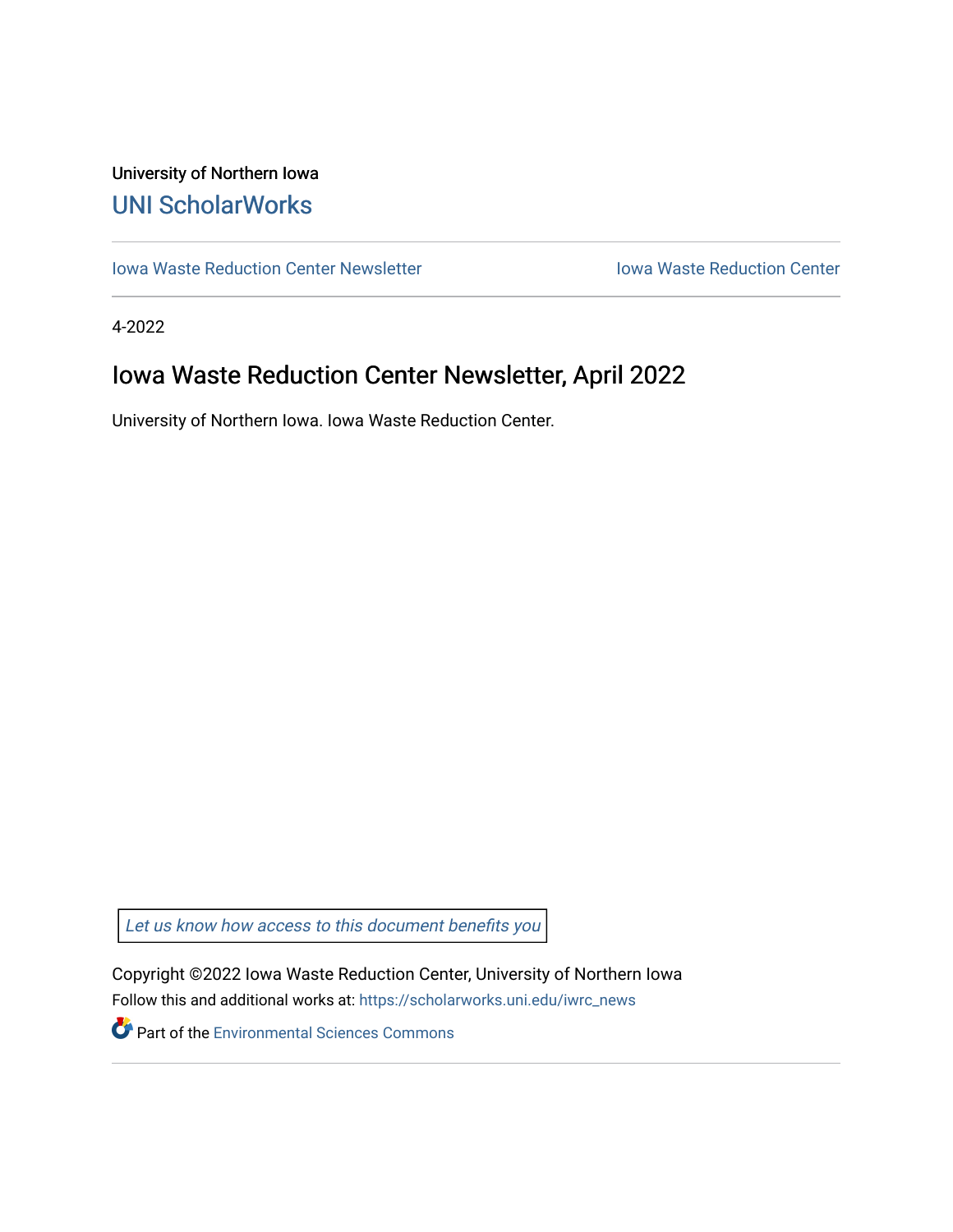University of Northern Iowa

## UNI ScholarWorks

Iowa Waste Reduction Center Newsletter | Iowa Waste Reduction Center

4-2022

# Iowa Waste Reduction Center Newsletter, April 2022

University of Northern Iowa. Iowa Waste Reduction Center.

*Let us know how access to this document benefits you*

Copyright ©2022 Iowa Waste Reduction Center, University of Northern Iowa

Follow this and additional works at: https://scholarworks.uni.edu/iwrc_news

Part of the Environmental Sciences Commons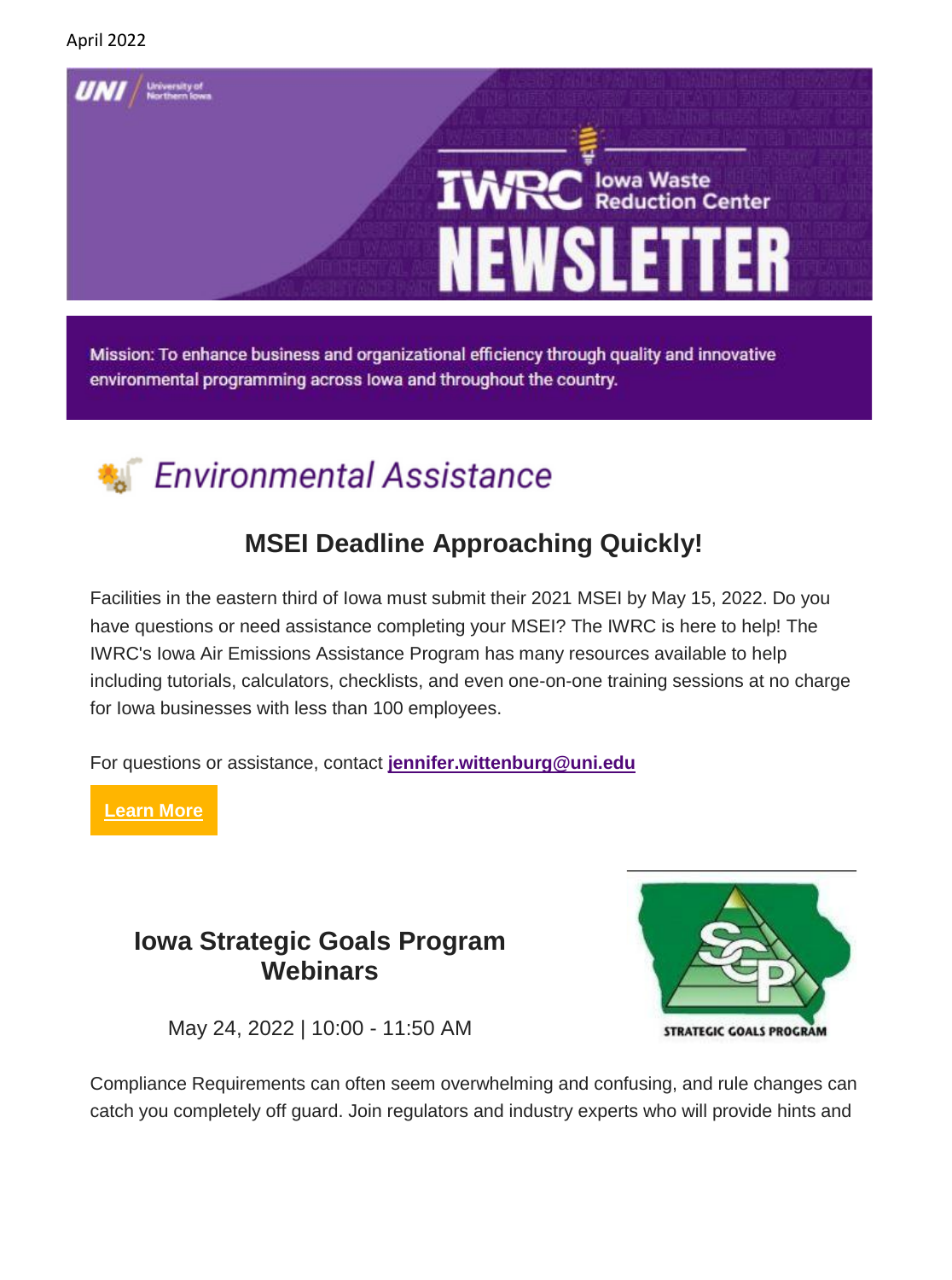April 2022

UNI University of Northern Iowa

IWRC Iowa Waste Reduction Center

# NEWSLETTER

Mission: To enhance business and organizational efficiency through quality and innovative environmental programming across Iowa and throughout the country.

## *Environmental Assistance*

### MSEI Deadline Approaching Quickly!

Facilities in the eastern third of Iowa must submit their 2021 MSEI by May 15, 2022. Do you have questions or need assistance completing your MSEI? The IWRC is here to help! The IWRC's Iowa Air Emissions Assistance Program has many resources available to help including tutorials, calculators, checklists, and even one-on-one training sessions at no charge for Iowa businesses with less than 100 employees.

For questions or assistance, contact **jennifer.wittenburg@uni.edu**

**Learn More**

### Iowa Strategic Goals Program Webinars

STRATEGIC GOALS PROGRAM

May 24, 2022 | 10:00 - 11:50 AM

Compliance Requirements can often seem overwhelming and confusing, and rule changes can catch you completely off guard. Join regulators and industry experts who will provide hints and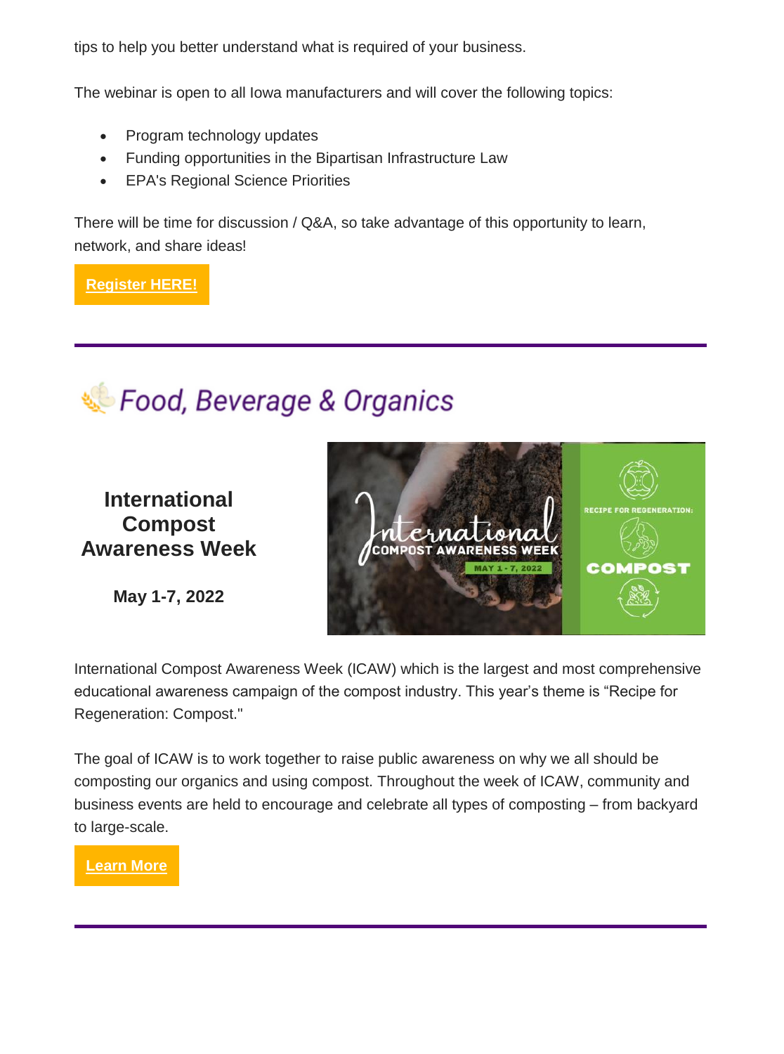tips to help you better understand what is required of your business.

The webinar is open to all Iowa manufacturers and will cover the following topics:

- Program technology updates
- Funding opportunities in the Bipartisan Infrastructure Law
- EPA's Regional Science Priorities

There will be time for discussion / Q&A, so take advantage of this opportunity to learn, network, and share ideas!

**Register HERE!**

---

## Food, Beverage & Organics

### International Compost Awareness Week

**May 1-7, 2022**

International Compost Awareness Week (ICAW) which is the largest and most comprehensive educational awareness campaign of the compost industry. This year's theme is "Recipe for Regeneration: Compost."

The goal of ICAW is to work together to raise public awareness on why we all should be composting our organics and using compost. Throughout the week of ICAW, community and business events are held to encourage and celebrate all types of composting – from backyard to large-scale.

**Learn More**

---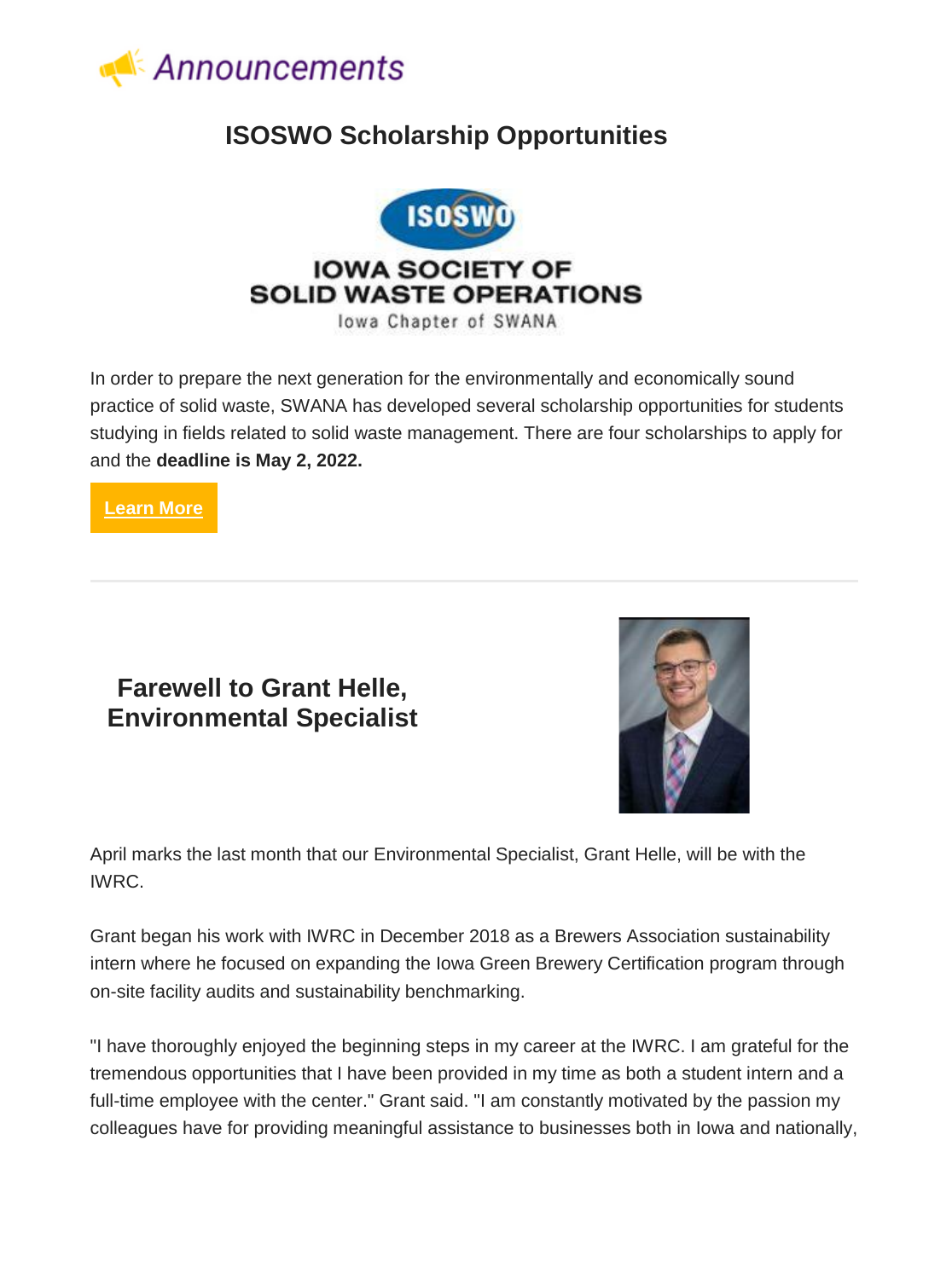# Announcements

## ISOSWO Scholarship Opportunities

IOWA SOCIETY OF SOLID WASTE OPERATIONS

Iowa Chapter of SWANA

In order to prepare the next generation for the environmentally and economically sound practice of solid waste, SWANA has developed several scholarship opportunities for students studying in fields related to solid waste management. There are four scholarships to apply for and the **deadline is May 2, 2022.**

**Learn More**

---

## Farewell to Grant Helle, Environmental Specialist

April marks the last month that our Environmental Specialist, Grant Helle, will be with the IWRC.

Grant began his work with IWRC in December 2018 as a Brewers Association sustainability intern where he focused on expanding the Iowa Green Brewery Certification program through on-site facility audits and sustainability benchmarking.

"I have thoroughly enjoyed the beginning steps in my career at the IWRC. I am grateful for the tremendous opportunities that I have been provided in my time as both a student intern and a full-time employee with the center." Grant said. "I am constantly motivated by the passion my colleagues have for providing meaningful assistance to businesses both in Iowa and nationally,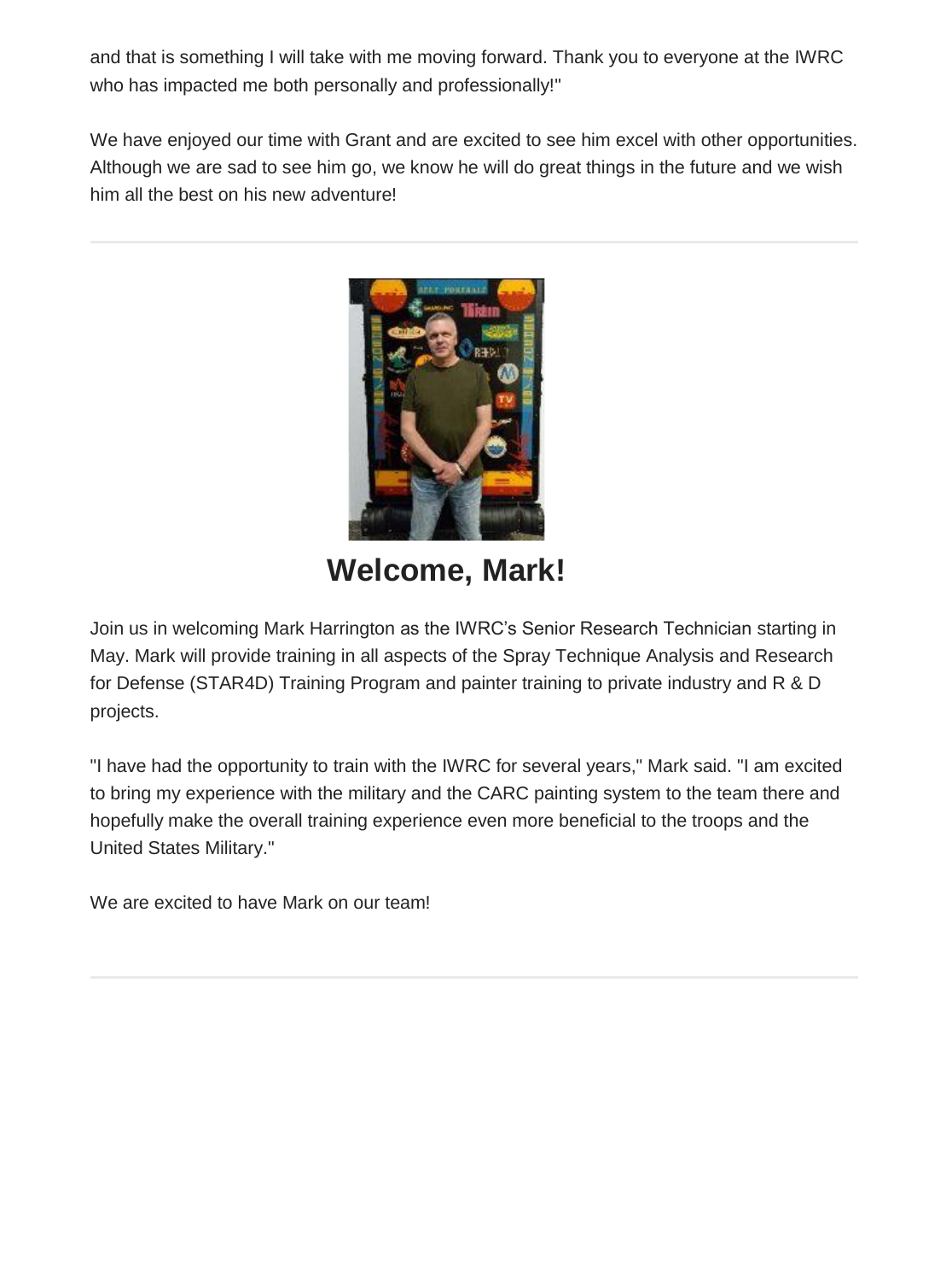and that is something I will take with me moving forward. Thank you to everyone at the IWRC who has impacted me both personally and professionally!"

We have enjoyed our time with Grant and are excited to see him excel with other opportunities. Although we are sad to see him go, we know he will do great things in the future and we wish him all the best on his new adventure!

---

## Welcome, Mark!

Join us in welcoming Mark Harrington as the IWRC's Senior Research Technician starting in May. Mark will provide training in all aspects of the Spray Technique Analysis and Research for Defense (STAR4D) Training Program and painter training to private industry and R & D projects.

"I have had the opportunity to train with the IWRC for several years," Mark said. "I am excited to bring my experience with the military and the CARC painting system to the team there and hopefully make the overall training experience even more beneficial to the troops and the United States Military."

We are excited to have Mark on our team!

---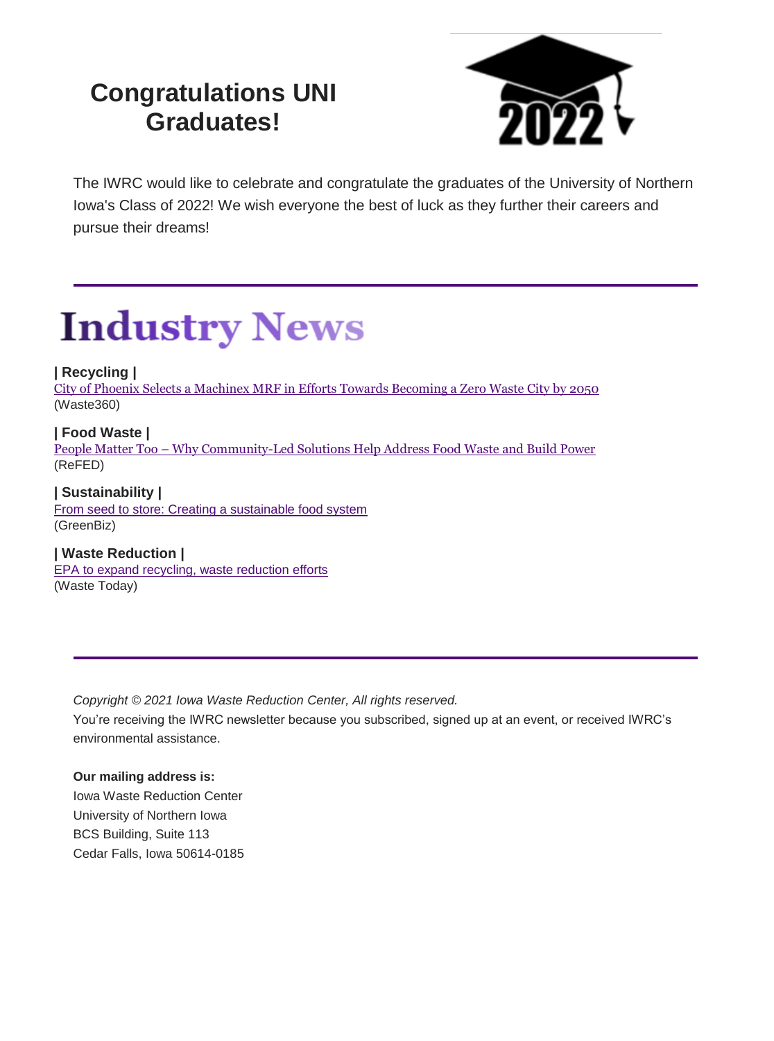## Congratulations UNI Graduates!

The IWRC would like to celebrate and congratulate the graduates of the University of Northern Iowa's Class of 2022! We wish everyone the best of luck as they further their careers and pursue their dreams!

---

# Industry News

**| Recycling |**
City of Phoenix Selects a Machinex MRF in Efforts Towards Becoming a Zero Waste City by 2050
(Waste360)

**| Food Waste |**
People Matter Too – Why Community-Led Solutions Help Address Food Waste and Build Power
(ReFED)

**| Sustainability |**
From seed to store: Creating a sustainable food system
(GreenBiz)

**| Waste Reduction |**
EPA to expand recycling, waste reduction efforts
(Waste Today)

---

*Copyright © 2021 Iowa Waste Reduction Center, All rights reserved.*
You're receiving the IWRC newsletter because you subscribed, signed up at an event, or received IWRC's environmental assistance.

**Our mailing address is:**
Iowa Waste Reduction Center
University of Northern Iowa
BCS Building, Suite 113
Cedar Falls, Iowa 50614-0185